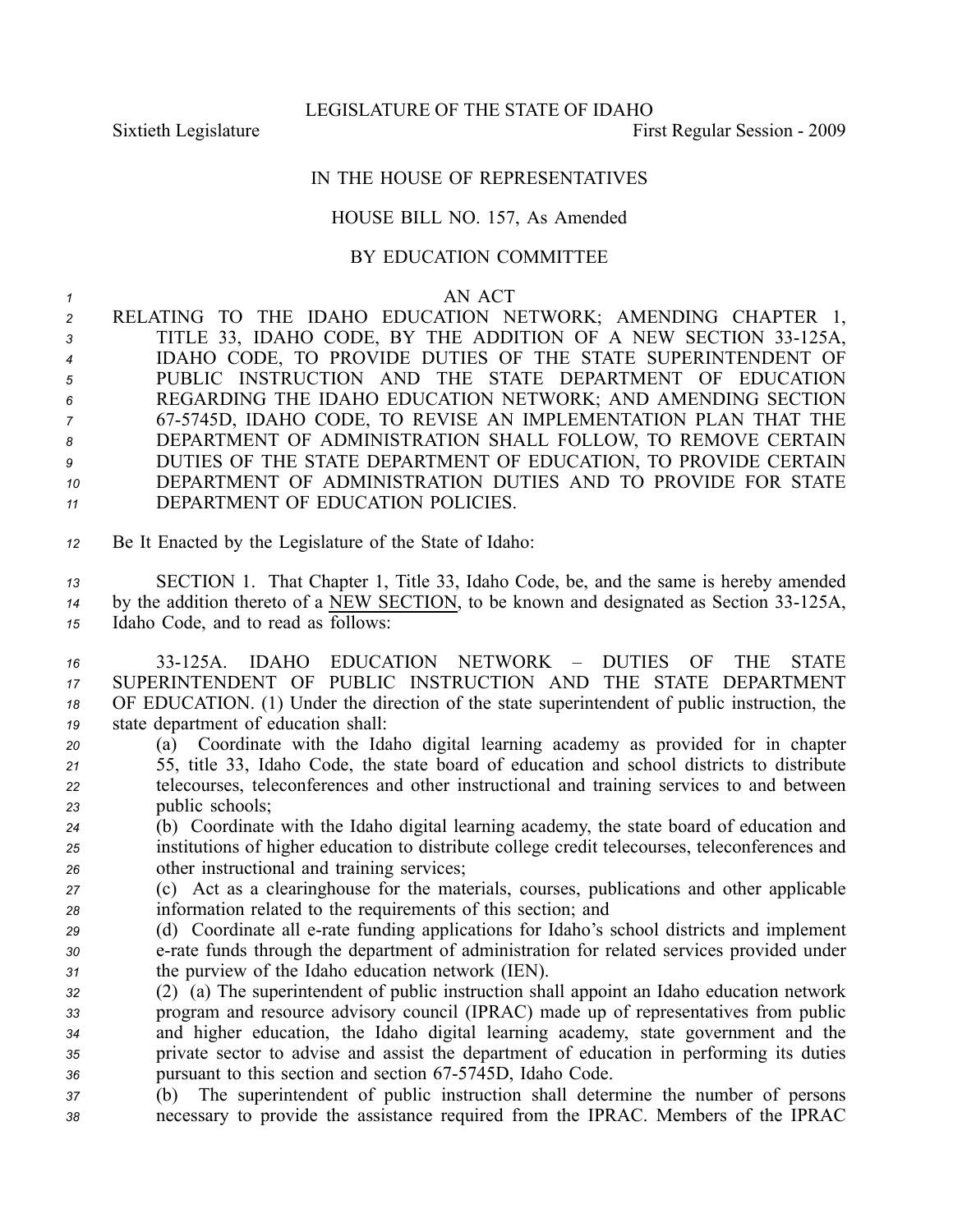LEGISLATURE OF THE STATE OF IDAHO

Sixtieth Legislature First Regular Session - 2009

IN THE HOUSE OF REPRESENTATIVES

HOUSE BILL NO. 157, As Amended

BY EDUCATION COMMITTEE

AN ACT

RELATING TO THE IDAHO EDUCATION NETWORK; AMENDING CHAPTER 1, TITLE 33, IDAHO CODE, BY THE ADDITION OF A NEW SECTION 33-125A, IDAHO CODE, TO PROVIDE DUTIES OF THE STATE SUPERINTENDENT OF PUBLIC INSTRUCTION AND THE STATE DEPARTMENT OF EDUCATION REGARDING THE IDAHO EDUCATION NETWORK; AND AMENDING SECTION 67-5745D, IDAHO CODE, TO REVISE AN IMPLEMENTATION PLAN THAT THE DEPARTMENT OF ADMINISTRATION SHALL FOLLOW, TO REMOVE CERTAIN DUTIES OF THE STATE DEPARTMENT OF EDUCATION, TO PROVIDE CERTAIN DEPARTMENT OF ADMINISTRATION DUTIES AND TO PROVIDE FOR STATE DEPARTMENT OF EDUCATION POLICIES.

Be It Enacted by the Legislature of the State of Idaho:

SECTION 1. That Chapter 1, Title 33, Idaho Code, be, and the same is hereby amended by the addition thereto of a NEW SECTION, to be known and designated as Section 33-125A, Idaho Code, and to read as follows:

33-125A. IDAHO EDUCATION NETWORK – DUTIES OF THE STATE SUPERINTENDENT OF PUBLIC INSTRUCTION AND THE STATE DEPARTMENT OF EDUCATION. (1) Under the direction of the state superintendent of public instruction, the state department of education shall:

(a) Coordinate with the Idaho digital learning academy as provided for in chapter 55, title 33, Idaho Code, the state board of education and school districts to distribute telecourses, teleconferences and other instructional and training services to and between public schools;

(b) Coordinate with the Idaho digital learning academy, the state board of education and institutions of higher education to distribute college credit telecourses, teleconferences and other instructional and training services;

(c) Act as a clearinghouse for the materials, courses, publications and other applicable information related to the requirements of this section; and

(d) Coordinate all e-rate funding applications for Idaho's school districts and implement e-rate funds through the department of administration for related services provided under the purview of the Idaho education network (IEN).

(2) (a) The superintendent of public instruction shall appoint an Idaho education network program and resource advisory council (IPRAC) made up of representatives from public and higher education, the Idaho digital learning academy, state government and the private sector to advise and assist the department of education in performing its duties pursuant to this section and section 67-5745D, Idaho Code.

(b) The superintendent of public instruction shall determine the number of persons necessary to provide the assistance required from the IPRAC. Members of the IPRAC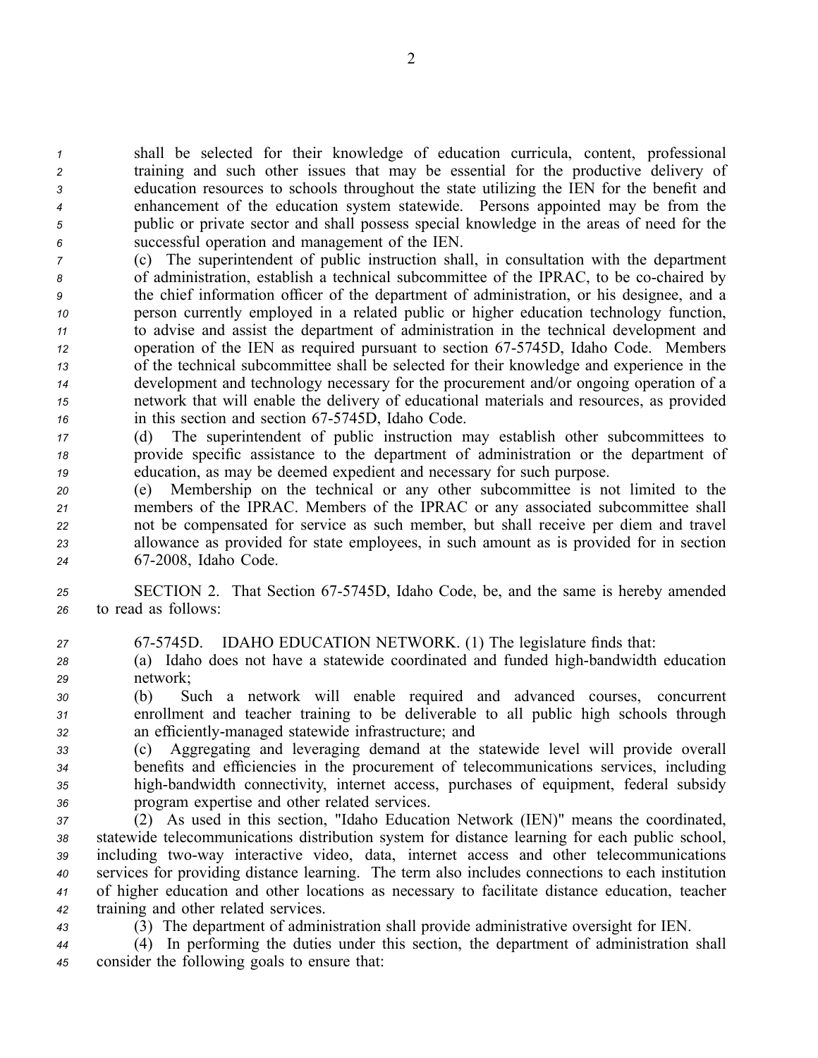shall be selected for their knowledge of education curricula, content, professional training and such other issues that may be essential for the productive delivery of education resources to schools throughout the state utilizing the IEN for the benefit and enhancement of the education system statewide. Persons appointed may be from the public or private sector and shall possess special knowledge in the areas of need for the successful operation and management of the IEN.

(c) The superintendent of public instruction shall, in consultation with the department of administration, establish a technical subcommittee of the IPRAC, to be co-chaired by the chief information officer of the department of administration, or his designee, and a person currently employed in a related public or higher education technology function, to advise and assist the department of administration in the technical development and operation of the IEN as required pursuant to section 67-5745D, Idaho Code. Members of the technical subcommittee shall be selected for their knowledge and experience in the development and technology necessary for the procurement and/or ongoing operation of a network that will enable the delivery of educational materials and resources, as provided in this section and section 67-5745D, Idaho Code.

(d) The superintendent of public instruction may establish other subcommittees to provide specific assistance to the department of administration or the department of education, as may be deemed expedient and necessary for such purpose.

(e) Membership on the technical or any other subcommittee is not limited to the members of the IPRAC. Members of the IPRAC or any associated subcommittee shall not be compensated for service as such member, but shall receive per diem and travel allowance as provided for state employees, in such amount as is provided for in section 67-2008, Idaho Code.

SECTION 2. That Section 67-5745D, Idaho Code, be, and the same is hereby amended to read as follows:

67-5745D. IDAHO EDUCATION NETWORK. (1) The legislature finds that:

(a) Idaho does not have a statewide coordinated and funded high-bandwidth education network;

(b) Such a network will enable required and advanced courses, concurrent enrollment and teacher training to be deliverable to all public high schools through an efficiently-managed statewide infrastructure; and

(c) Aggregating and leveraging demand at the statewide level will provide overall benefits and efficiencies in the procurement of telecommunications services, including high-bandwidth connectivity, internet access, purchases of equipment, federal subsidy program expertise and other related services.

(2) As used in this section, "Idaho Education Network (IEN)" means the coordinated, statewide telecommunications distribution system for distance learning for each public school, including two-way interactive video, data, internet access and other telecommunications services for providing distance learning. The term also includes connections to each institution of higher education and other locations as necessary to facilitate distance education, teacher training and other related services.

(3) The department of administration shall provide administrative oversight for IEN.

(4) In performing the duties under this section, the department of administration shall consider the following goals to ensure that: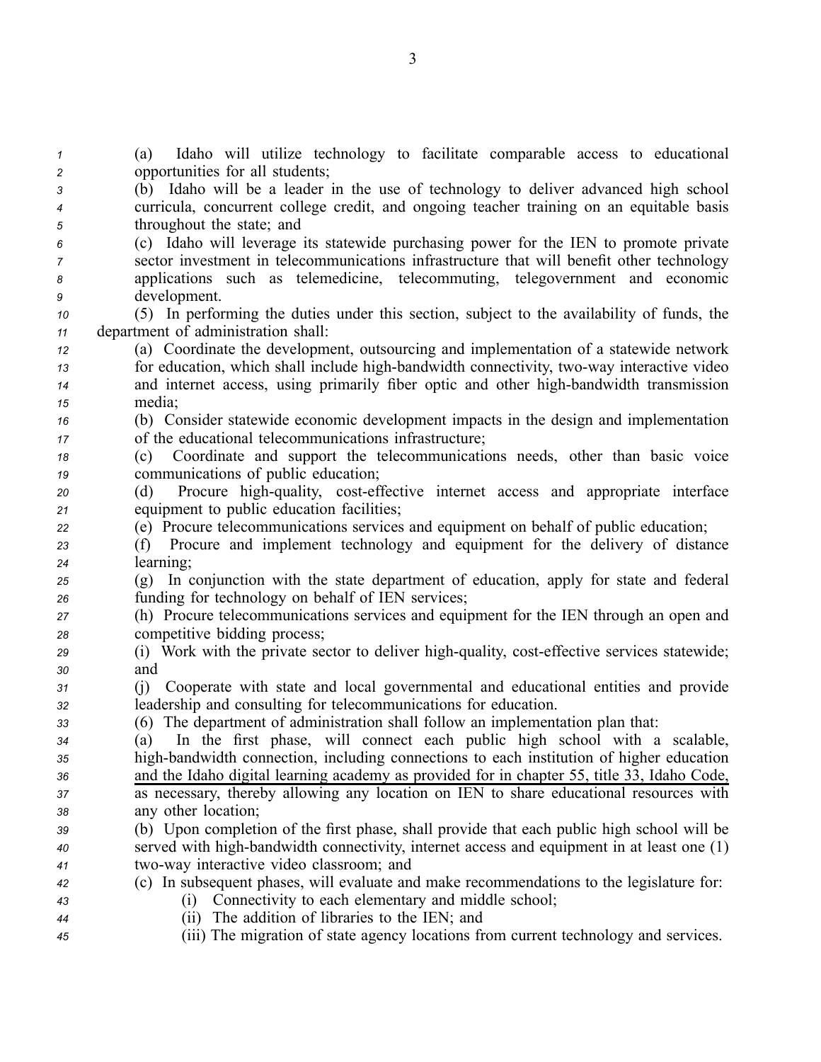(a) Idaho will utilize technology to facilitate comparable access to educational opportunities for all students;

(b) Idaho will be a leader in the use of technology to deliver advanced high school curricula, concurrent college credit, and ongoing teacher training on an equitable basis throughout the state; and

(c) Idaho will leverage its statewide purchasing power for the IEN to promote private sector investment in telecommunications infrastructure that will benefit other technology applications such as telemedicine, telecommuting, telegovernment and economic development.

(5) In performing the duties under this section, subject to the availability of funds, the department of administration shall:

(a) Coordinate the development, outsourcing and implementation of a statewide network for education, which shall include high-bandwidth connectivity, two-way interactive video and internet access, using primarily fiber optic and other high-bandwidth transmission media;

(b) Consider statewide economic development impacts in the design and implementation of the educational telecommunications infrastructure;

(c) Coordinate and support the telecommunications needs, other than basic voice communications of public education;

(d) Procure high-quality, cost-effective internet access and appropriate interface equipment to public education facilities;

(e) Procure telecommunications services and equipment on behalf of public education;

(f) Procure and implement technology and equipment for the delivery of distance learning;

(g) In conjunction with the state department of education, apply for state and federal funding for technology on behalf of IEN services;

(h) Procure telecommunications services and equipment for the IEN through an open and competitive bidding process;

(i) Work with the private sector to deliver high-quality, cost-effective services statewide; and

(j) Cooperate with state and local governmental and educational entities and provide leadership and consulting for telecommunications for education.

(6) The department of administration shall follow an implementation plan that:

(a) In the first phase, will connect each public high school with a scalable, high-bandwidth connection, including connections to each institution of higher education and the Idaho digital learning academy as provided for in chapter 55, title 33, Idaho Code, as necessary, thereby allowing any location on IEN to share educational resources with any other location;

(b) Upon completion of the first phase, shall provide that each public high school will be served with high-bandwidth connectivity, internet access and equipment in at least one (1) two-way interactive video classroom; and

(c) In subsequent phases, will evaluate and make recommendations to the legislature for:

(i) Connectivity to each elementary and middle school;

(ii) The addition of libraries to the IEN; and

(iii) The migration of state agency locations from current technology and services.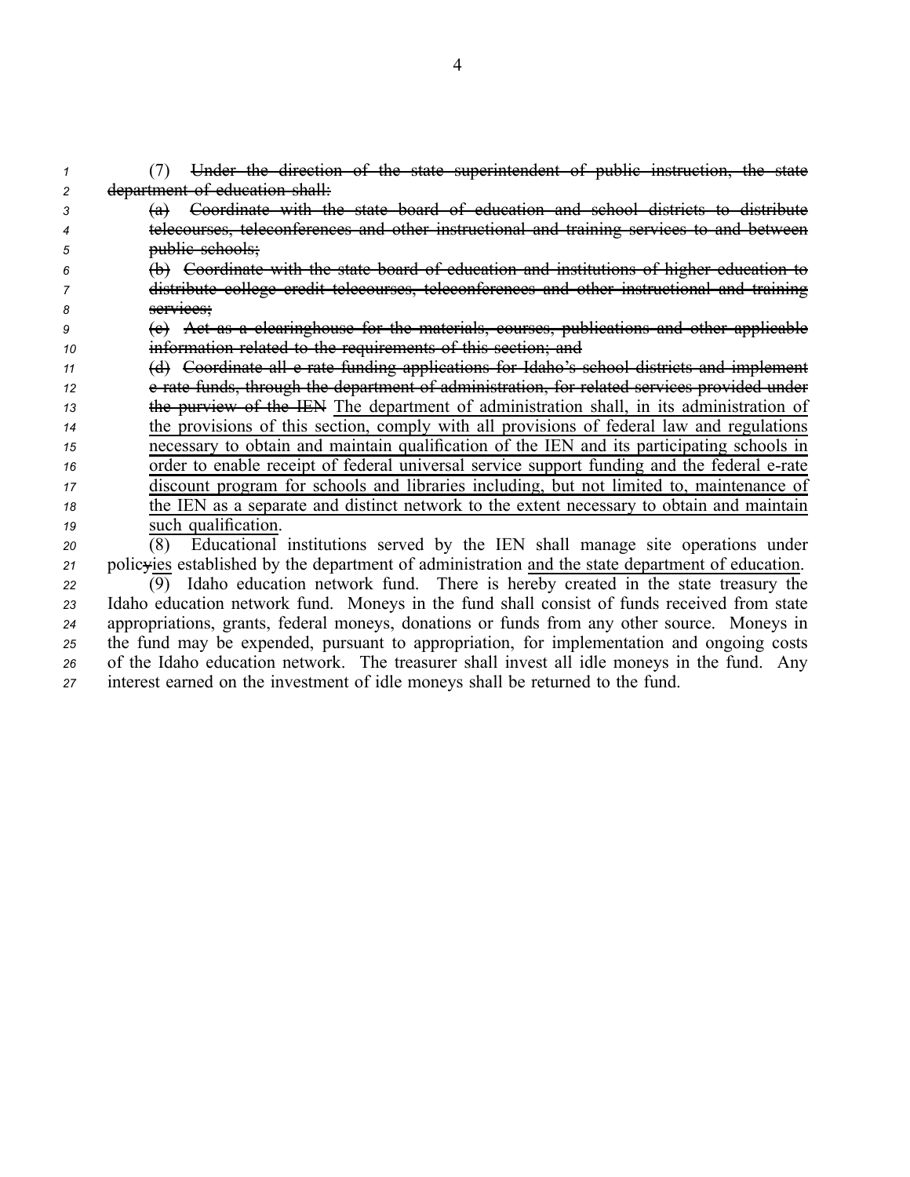(7) ~~Under the direction of the state superintendent of public instruction, the state department of education shall:~~

~~(a) Coordinate with the state board of education and school districts to distribute telecourses, teleconferences and other instructional and training services to and between public schools;~~

~~(b) Coordinate with the state board of education and institutions of higher education to distribute college credit telecourses, teleconferences and other instructional and training services;~~

~~(c) Act as a clearinghouse for the materials, courses, publications and other applicable information related to the requirements of this section; and~~

~~(d) Coordinate all e-rate funding applications for Idaho's school districts and implement e-rate funds, through the department of administration, for related services provided under the purview of the IEN~~ <u>The department of administration shall, in its administration of the provisions of this section, comply with all provisions of federal law and regulations necessary to obtain and maintain qualification of the IEN and its participating schools in order to enable receipt of federal universal service support funding and the federal e-rate discount program for schools and libraries including, but not limited to, maintenance of the IEN as a separate and distinct network to the extent necessary to obtain and maintain such qualification</u>.

(8) Educational institutions served by the IEN shall manage site operations under polic~~y~~<u>ies</u> established by the department of administration <u>and the state department of education</u>.

(9) Idaho education network fund. There is hereby created in the state treasury the Idaho education network fund. Moneys in the fund shall consist of funds received from state appropriations, grants, federal moneys, donations or funds from any other source. Moneys in the fund may be expended, pursuant to appropriation, for implementation and ongoing costs of the Idaho education network. The treasurer shall invest all idle moneys in the fund. Any interest earned on the investment of idle moneys shall be returned to the fund.